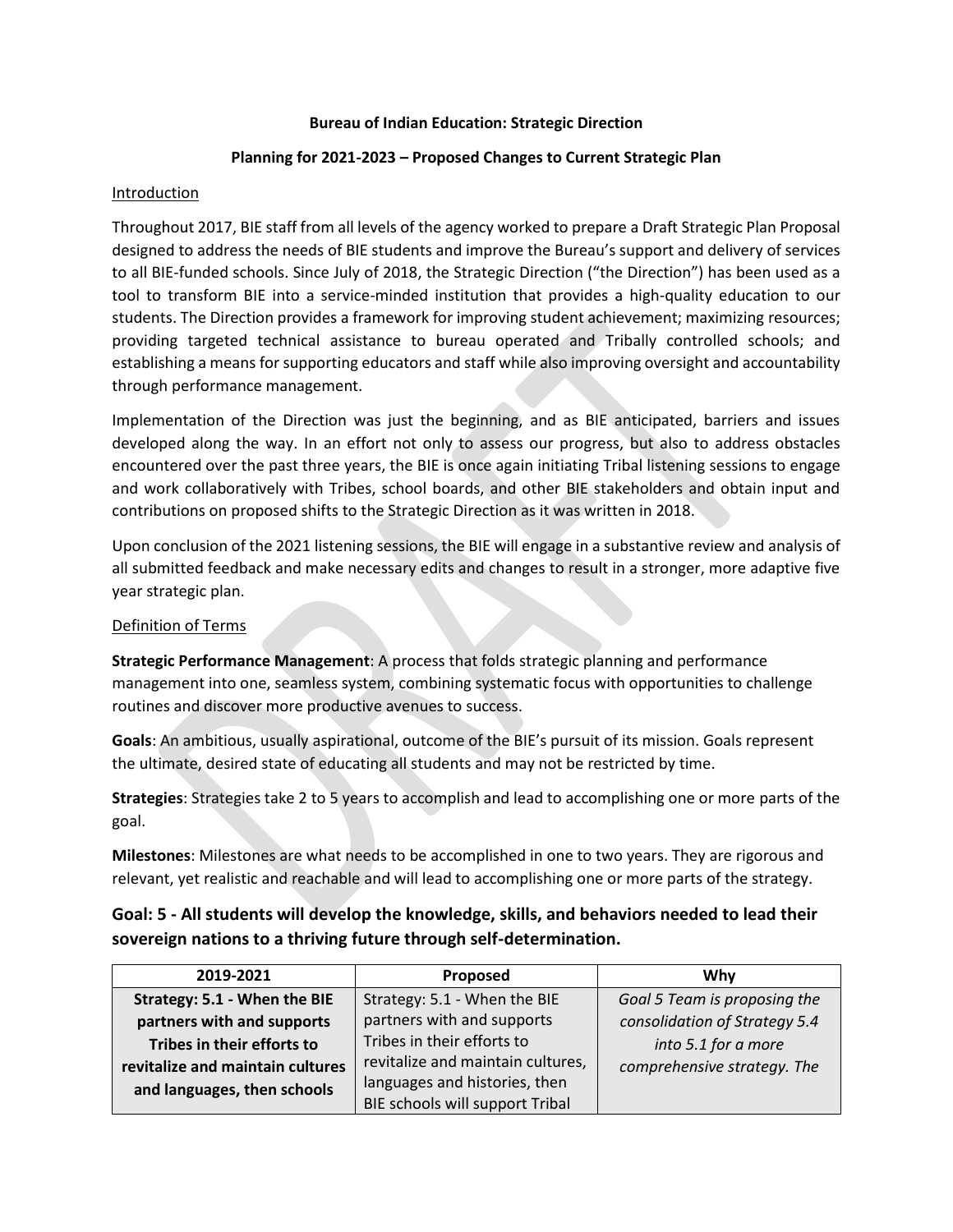**Bureau of Indian Education: Strategic Direction**

**Planning for 2021-2023 – Proposed Changes to Current Strategic Plan**

Introduction

Throughout 2017, BIE staff from all levels of the agency worked to prepare a Draft Strategic Plan Proposal designed to address the needs of BIE students and improve the Bureau's support and delivery of services to all BIE-funded schools. Since July of 2018, the Strategic Direction ("the Direction") has been used as a tool to transform BIE into a service-minded institution that provides a high-quality education to our students. The Direction provides a framework for improving student achievement; maximizing resources; providing targeted technical assistance to bureau operated and Tribally controlled schools; and establishing a means for supporting educators and staff while also improving oversight and accountability through performance management.

Implementation of the Direction was just the beginning, and as BIE anticipated, barriers and issues developed along the way. In an effort not only to assess our progress, but also to address obstacles encountered over the past three years, the BIE is once again initiating Tribal listening sessions to engage and work collaboratively with Tribes, school boards, and other BIE stakeholders and obtain input and contributions on proposed shifts to the Strategic Direction as it was written in 2018.

Upon conclusion of the 2021 listening sessions, the BIE will engage in a substantive review and analysis of all submitted feedback and make necessary edits and changes to result in a stronger, more adaptive five year strategic plan.

Definition of Terms

**Strategic Performance Management**: A process that folds strategic planning and performance management into one, seamless system, combining systematic focus with opportunities to challenge routines and discover more productive avenues to success.

**Goals**: An ambitious, usually aspirational, outcome of the BIE's pursuit of its mission. Goals represent the ultimate, desired state of educating all students and may not be restricted by time.

**Strategies**: Strategies take 2 to 5 years to accomplish and lead to accomplishing one or more parts of the goal.

**Milestones**: Milestones are what needs to be accomplished in one to two years. They are rigorous and relevant, yet realistic and reachable and will lead to accomplishing one or more parts of the strategy.

## Goal: 5 - All students will develop the knowledge, skills, and behaviors needed to lead their sovereign nations to a thriving future through self-determination.

| 2019-2021 | Proposed | Why |
|---|---|---|
| **Strategy: 5.1 - When the BIE partners with and supports Tribes in their efforts to revitalize and maintain cultures and languages, then schools** | Strategy: 5.1 - When the BIE partners with and supports Tribes in their efforts to revitalize and maintain cultures, languages and histories, then BIE schools will support Tribal | *Goal 5 Team is proposing the consolidation of Strategy 5.4 into 5.1 for a more comprehensive strategy. The* |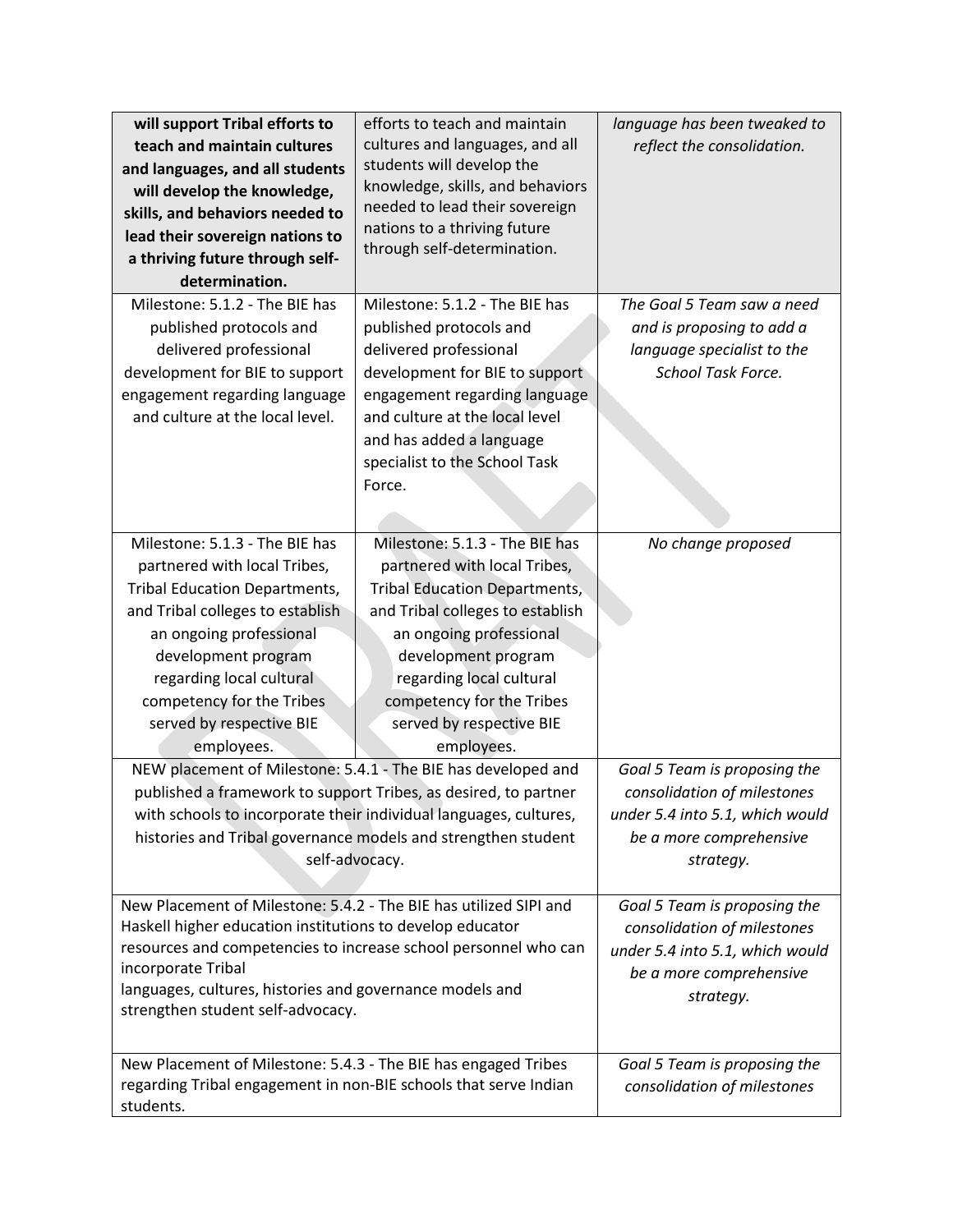| | | |
|---|---|---|
| **will support Tribal efforts to teach and maintain cultures and languages, and all students will develop the knowledge, skills, and behaviors needed to lead their sovereign nations to a thriving future through self-determination.** | efforts to teach and maintain cultures and languages, and all students will develop the knowledge, skills, and behaviors needed to lead their sovereign nations to a thriving future through self-determination. | *language has been tweaked to reflect the consolidation.* |
| Milestone: 5.1.2 - The BIE has published protocols and delivered professional development for BIE to support engagement regarding language and culture at the local level. | Milestone: 5.1.2 - The BIE has published protocols and delivered professional development for BIE to support engagement regarding language and culture at the local level and has added a language specialist to the School Task Force. | *The Goal 5 Team saw a need and is proposing to add a language specialist to the School Task Force.* |
| Milestone: 5.1.3 - The BIE has partnered with local Tribes, Tribal Education Departments, and Tribal colleges to establish an ongoing professional development program regarding local cultural competency for the Tribes served by respective BIE employees. | Milestone: 5.1.3 - The BIE has partnered with local Tribes, Tribal Education Departments, and Tribal colleges to establish an ongoing professional development program regarding local cultural competency for the Tribes served by respective BIE employees. | *No change proposed* |
| NEW placement of Milestone: 5.4.1 - The BIE has developed and published a framework to support Tribes, as desired, to partner with schools to incorporate their individual languages, cultures, histories and Tribal governance models and strengthen student self-advocacy. | | *Goal 5 Team is proposing the consolidation of milestones under 5.4 into 5.1, which would be a more comprehensive strategy.* |
| New Placement of Milestone: 5.4.2 - The BIE has utilized SIPI and Haskell higher education institutions to develop educator resources and competencies to increase school personnel who can incorporate Tribal languages, cultures, histories and governance models and strengthen student self-advocacy. | | *Goal 5 Team is proposing the consolidation of milestones under 5.4 into 5.1, which would be a more comprehensive strategy.* |
| New Placement of Milestone: 5.4.3 - The BIE has engaged Tribes regarding Tribal engagement in non-BIE schools that serve Indian students. | | *Goal 5 Team is proposing the consolidation of milestones* |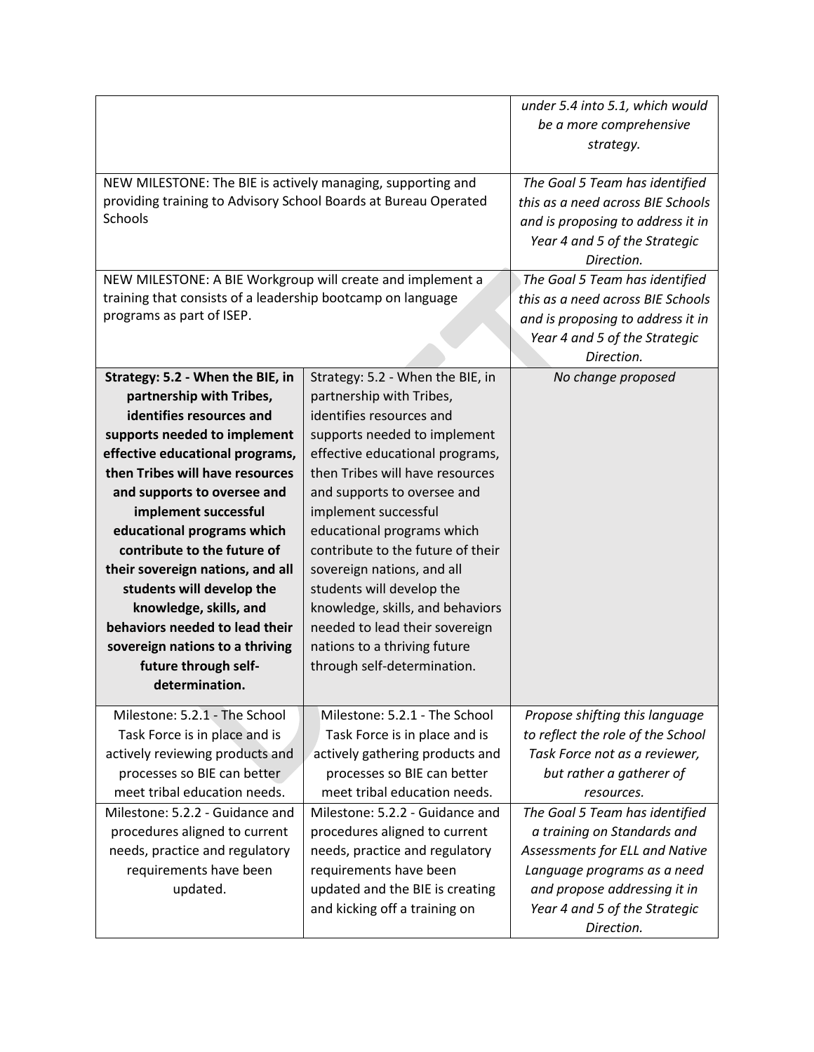| | | |
|---|---|---|
| | | *under 5.4 into 5.1, which would be a more comprehensive strategy.* |
| NEW MILESTONE: The BIE is actively managing, supporting and providing training to Advisory School Boards at Bureau Operated Schools | | *The Goal 5 Team has identified this as a need across BIE Schools and is proposing to address it in Year 4 and 5 of the Strategic Direction.* |
| NEW MILESTONE: A BIE Workgroup will create and implement a training that consists of a leadership bootcamp on language programs as part of ISEP. | | *The Goal 5 Team has identified this as a need across BIE Schools and is proposing to address it in Year 4 and 5 of the Strategic Direction.* |
| **Strategy: 5.2 - When the BIE, in partnership with Tribes, identifies resources and supports needed to implement effective educational programs, then Tribes will have resources and supports to oversee and implement successful educational programs which contribute to the future of their sovereign nations, and all students will develop the knowledge, skills, and behaviors needed to lead their sovereign nations to a thriving future through self-determination.** | Strategy: 5.2 - When the BIE, in partnership with Tribes, identifies resources and supports needed to implement effective educational programs, then Tribes will have resources and supports to oversee and implement successful educational programs which contribute to the future of their sovereign nations, and all students will develop the knowledge, skills, and behaviors needed to lead their sovereign nations to a thriving future through self-determination. | *No change proposed* |
| Milestone: 5.2.1 - The School Task Force is in place and is actively reviewing products and processes so BIE can better meet tribal education needs. | Milestone: 5.2.1 - The School Task Force is in place and is actively gathering products and processes so BIE can better meet tribal education needs. | *Propose shifting this language to reflect the role of the School Task Force not as a reviewer, but rather a gatherer of resources.* |
| Milestone: 5.2.2 - Guidance and procedures aligned to current needs, practice and regulatory requirements have been updated. | Milestone: 5.2.2 - Guidance and procedures aligned to current needs, practice and regulatory requirements have been updated and the BIE is creating and kicking off a training on | *The Goal 5 Team has identified a training on Standards and Assessments for ELL and Native Language programs as a need and propose addressing it in Year 4 and 5 of the Strategic Direction.* |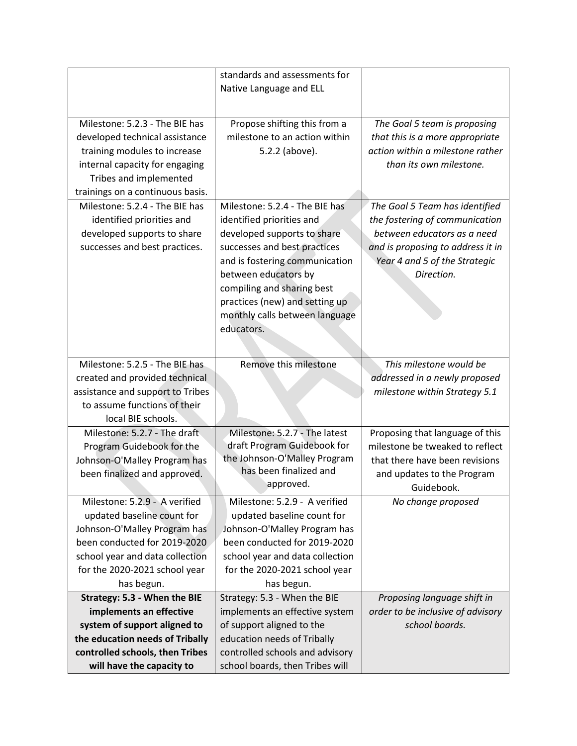| | | |
|---|---|---|
| | standards and assessments for Native Language and ELL | |
| Milestone: 5.2.3 - The BIE has developed technical assistance training modules to increase internal capacity for engaging Tribes and implemented trainings on a continuous basis. | Propose shifting this from a milestone to an action within 5.2.2 (above). | *The Goal 5 team is proposing that this is a more appropriate action within a milestone rather than its own milestone.* |
| Milestone: 5.2.4 - The BIE has identified priorities and developed supports to share successes and best practices. | Milestone: 5.2.4 - The BIE has identified priorities and developed supports to share successes and best practices and is fostering communication between educators by compiling and sharing best practices (new) and setting up monthly calls between language educators. | *The Goal 5 Team has identified the fostering of communication between educators as a need and is proposing to address it in Year 4 and 5 of the Strategic Direction.* |
| Milestone: 5.2.5 - The BIE has created and provided technical assistance and support to Tribes to assume functions of their local BIE schools. | Remove this milestone | *This milestone would be addressed in a newly proposed milestone within Strategy 5.1* |
| Milestone: 5.2.7 - The draft Program Guidebook for the Johnson-O'Malley Program has been finalized and approved. | Milestone: 5.2.7 - The latest draft Program Guidebook for the Johnson-O'Malley Program has been finalized and approved. | Proposing that language of this milestone be tweaked to reflect that there have been revisions and updates to the Program Guidebook. |
| Milestone: 5.2.9 - A verified updated baseline count for Johnson-O'Malley Program has been conducted for 2019-2020 school year and data collection for the 2020-2021 school year has begun. | Milestone: 5.2.9 - A verified updated baseline count for Johnson-O'Malley Program has been conducted for 2019-2020 school year and data collection for the 2020-2021 school year has begun. | *No change proposed* |
| **Strategy: 5.3 - When the BIE implements an effective system of support aligned to the education needs of Tribally controlled schools, then Tribes will have the capacity to** | Strategy: 5.3 - When the BIE implements an effective system of support aligned to the education needs of Tribally controlled schools and advisory school boards, then Tribes will | *Proposing language shift in order to be inclusive of advisory school boards.* |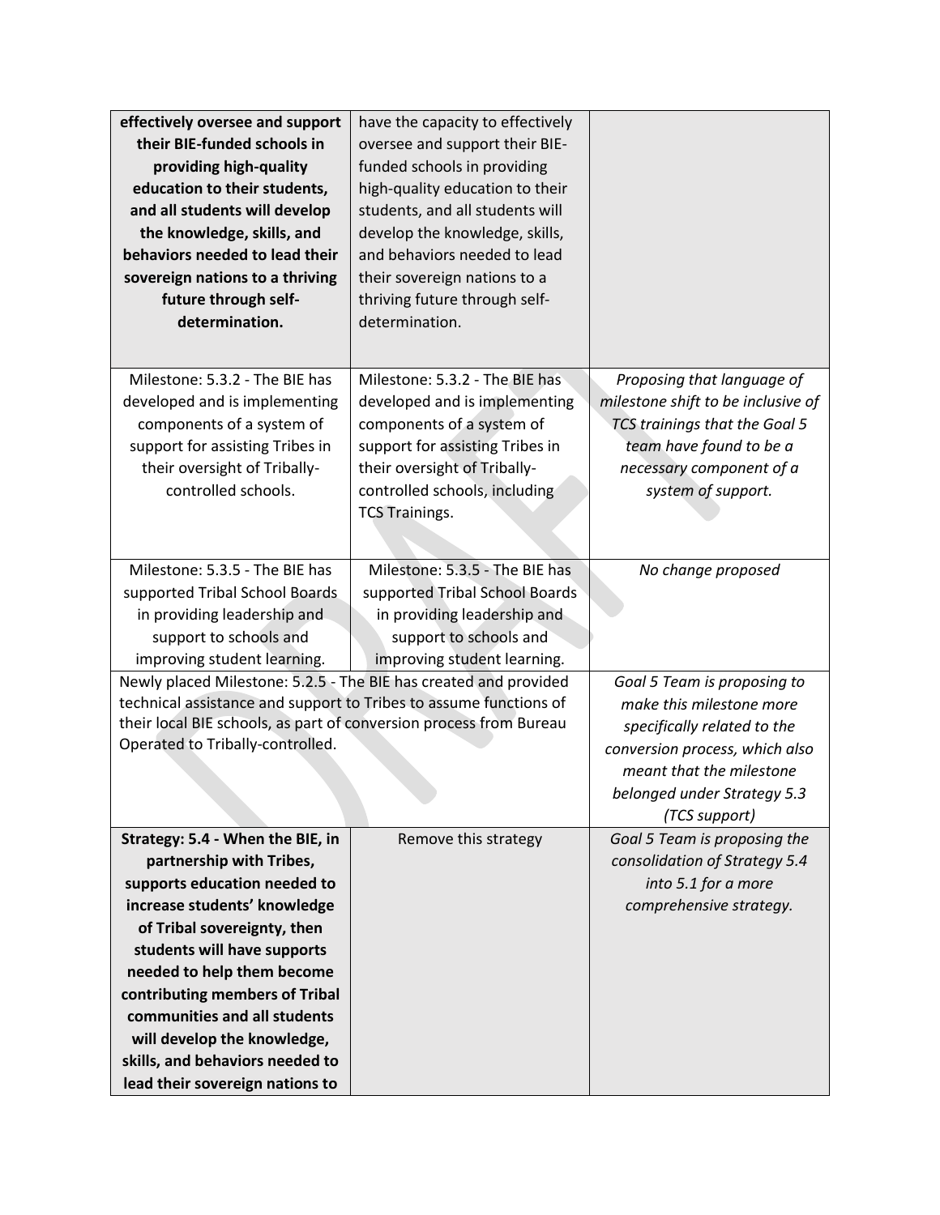| | | |
|---|---|---|
| **effectively oversee and support their BIE-funded schools in providing high-quality education to their students, and all students will develop the knowledge, skills, and behaviors needed to lead their sovereign nations to a thriving future through self-determination.** | have the capacity to effectively oversee and support their BIE-funded schools in providing high-quality education to their students, and all students will develop the knowledge, skills, and behaviors needed to lead their sovereign nations to a thriving future through self-determination. | |
| Milestone: 5.3.2 - The BIE has developed and is implementing components of a system of support for assisting Tribes in their oversight of Tribally-controlled schools. | Milestone: 5.3.2 - The BIE has developed and is implementing components of a system of support for assisting Tribes in their oversight of Tribally-controlled schools, including TCS Trainings. | *Proposing that language of milestone shift to be inclusive of TCS trainings that the Goal 5 team have found to be a necessary component of a system of support.* |
| Milestone: 5.3.5 - The BIE has supported Tribal School Boards in providing leadership and support to schools and improving student learning. | Milestone: 5.3.5 - The BIE has supported Tribal School Boards in providing leadership and support to schools and improving student learning. | *No change proposed* |
| Newly placed Milestone: 5.2.5 - The BIE has created and provided technical assistance and support to Tribes to assume functions of their local BIE schools, as part of conversion process from Bureau Operated to Tribally-controlled. | | *Goal 5 Team is proposing to make this milestone more specifically related to the conversion process, which also meant that the milestone belonged under Strategy 5.3 (TCS support)* |
| **Strategy: 5.4 - When the BIE, in partnership with Tribes, supports education needed to increase students' knowledge of Tribal sovereignty, then students will have supports needed to help them become contributing members of Tribal communities and all students will develop the knowledge, skills, and behaviors needed to lead their sovereign nations to** | Remove this strategy | *Goal 5 Team is proposing the consolidation of Strategy 5.4 into 5.1 for a more comprehensive strategy.* |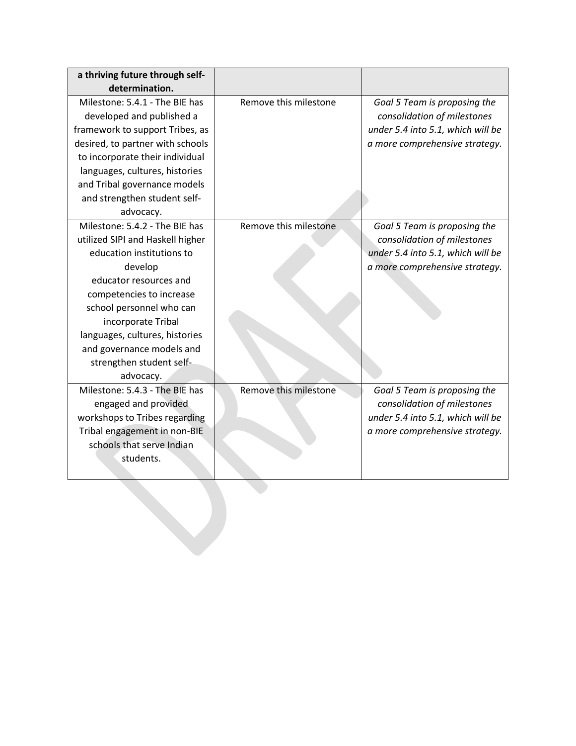| | | |
|---|---|---|
| **a thriving future through self-determination.** | | |
| Milestone: 5.4.1 - The BIE has developed and published a framework to support Tribes, as desired, to partner with schools to incorporate their individual languages, cultures, histories and Tribal governance models and strengthen student self-advocacy. | Remove this milestone | *Goal 5 Team is proposing the consolidation of milestones under 5.4 into 5.1, which will be a more comprehensive strategy.* |
| Milestone: 5.4.2 - The BIE has utilized SIPI and Haskell higher education institutions to develop educator resources and competencies to increase school personnel who can incorporate Tribal languages, cultures, histories and governance models and strengthen student self-advocacy. | Remove this milestone | *Goal 5 Team is proposing the consolidation of milestones under 5.4 into 5.1, which will be a more comprehensive strategy.* |
| Milestone: 5.4.3 - The BIE has engaged and provided workshops to Tribes regarding Tribal engagement in non-BIE schools that serve Indian students. | Remove this milestone | *Goal 5 Team is proposing the consolidation of milestones under 5.4 into 5.1, which will be a more comprehensive strategy.* |